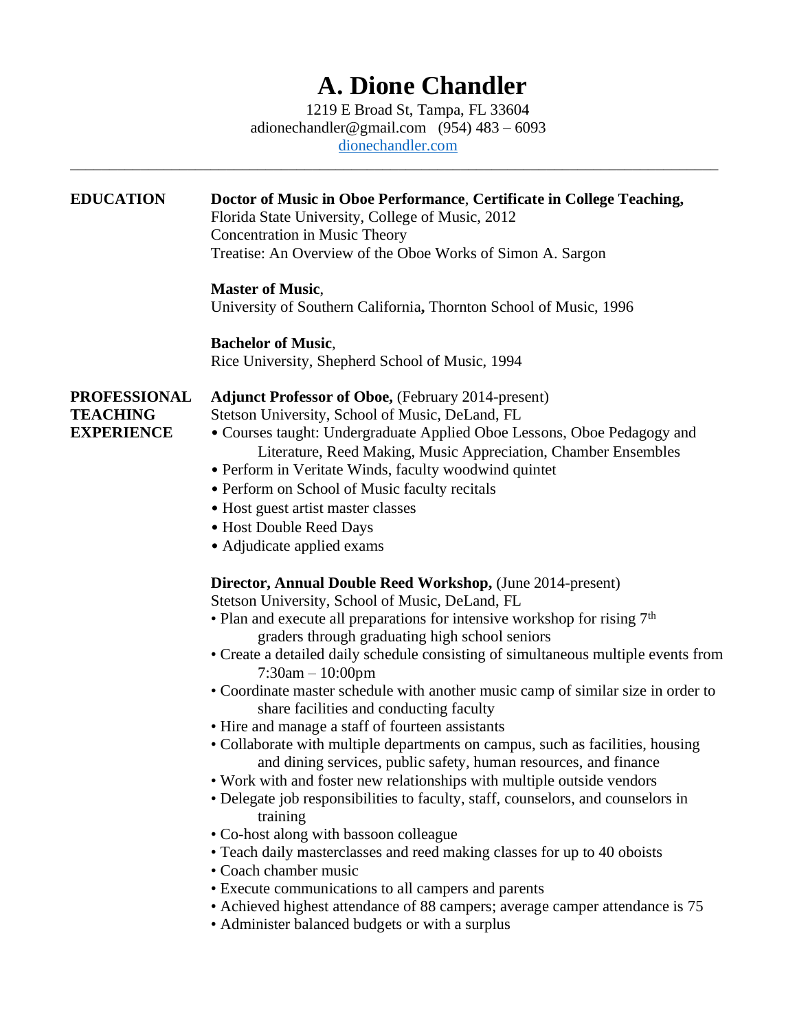# A. Dione Chandler

1219 E Broad St, Tampa, FL 33604
adionechandler@gmail.com (954) 483 – 6093
dionechandler.com

---

## EDUCATION

**Doctor of Music in Oboe Performance**, **Certificate in College Teaching,**
Florida State University, College of Music, 2012
Concentration in Music Theory
Treatise: An Overview of the Oboe Works of Simon A. Sargon

**Master of Music**,
University of Southern California**,** Thornton School of Music, 1996

**Bachelor of Music**,
Rice University, Shepherd School of Music, 1994

## PROFESSIONAL TEACHING EXPERIENCE

**Adjunct Professor of Oboe,** (February 2014-present)
Stetson University, School of Music, DeLand, FL

- Courses taught: Undergraduate Applied Oboe Lessons, Oboe Pedagogy and Literature, Reed Making, Music Appreciation, Chamber Ensembles
- Perform in Veritate Winds, faculty woodwind quintet
- Perform on School of Music faculty recitals
- Host guest artist master classes
- Host Double Reed Days
- Adjudicate applied exams

**Director, Annual Double Reed Workshop,** (June 2014-present)
Stetson University, School of Music, DeLand, FL

- Plan and execute all preparations for intensive workshop for rising 7th graders through graduating high school seniors
- Create a detailed daily schedule consisting of simultaneous multiple events from 7:30am – 10:00pm
- Coordinate master schedule with another music camp of similar size in order to share facilities and conducting faculty
- Hire and manage a staff of fourteen assistants
- Collaborate with multiple departments on campus, such as facilities, housing and dining services, public safety, human resources, and finance
- Work with and foster new relationships with multiple outside vendors
- Delegate job responsibilities to faculty, staff, counselors, and counselors in training
- Co-host along with bassoon colleague
- Teach daily masterclasses and reed making classes for up to 40 oboists
- Coach chamber music
- Execute communications to all campers and parents
- Achieved highest attendance of 88 campers; average camper attendance is 75
- Administer balanced budgets or with a surplus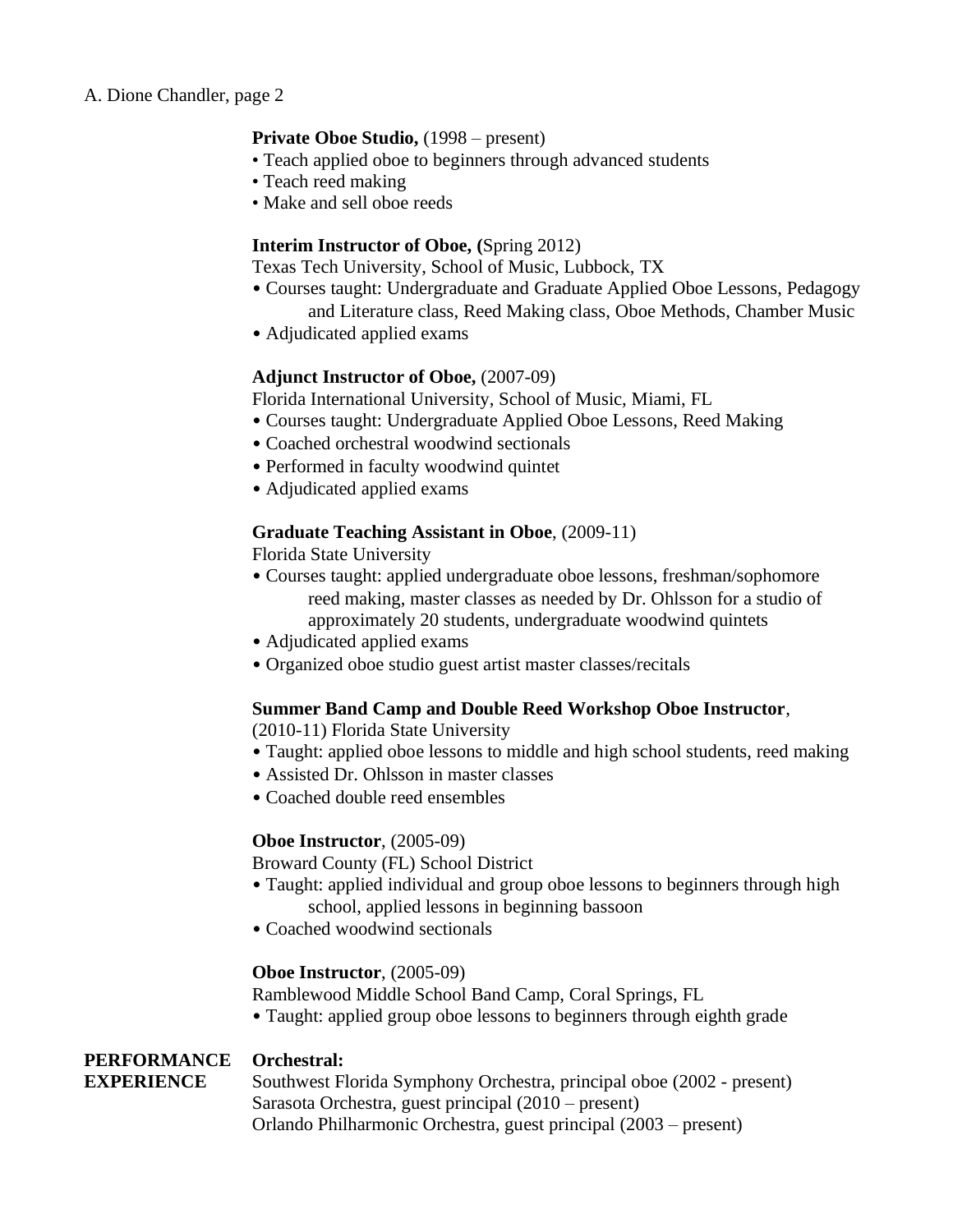**Private Oboe Studio,** (1998 – present)

- Teach applied oboe to beginners through advanced students
- Teach reed making
- Make and sell oboe reeds

**Interim Instructor of Oboe, (**Spring 2012)

Texas Tech University, School of Music, Lubbock, TX

- Courses taught: Undergraduate and Graduate Applied Oboe Lessons, Pedagogy and Literature class, Reed Making class, Oboe Methods, Chamber Music
- Adjudicated applied exams

**Adjunct Instructor of Oboe,** (2007-09)

Florida International University, School of Music, Miami, FL

- Courses taught: Undergraduate Applied Oboe Lessons, Reed Making
- Coached orchestral woodwind sectionals
- Performed in faculty woodwind quintet
- Adjudicated applied exams

**Graduate Teaching Assistant in Oboe**, (2009-11)

Florida State University

- Courses taught: applied undergraduate oboe lessons, freshman/sophomore reed making, master classes as needed by Dr. Ohlsson for a studio of approximately 20 students, undergraduate woodwind quintets
- Adjudicated applied exams
- Organized oboe studio guest artist master classes/recitals

**Summer Band Camp and Double Reed Workshop Oboe Instructor**, (2010-11) Florida State University

- Taught: applied oboe lessons to middle and high school students, reed making
- Assisted Dr. Ohlsson in master classes
- Coached double reed ensembles

**Oboe Instructor**, (2005-09)

Broward County (FL) School District

- Taught: applied individual and group oboe lessons to beginners through high school, applied lessons in beginning bassoon
- Coached woodwind sectionals

**Oboe Instructor**, (2005-09)

Ramblewood Middle School Band Camp, Coral Springs, FL

- Taught: applied group oboe lessons to beginners through eighth grade

## PERFORMANCE EXPERIENCE

**Orchestral:**

Southwest Florida Symphony Orchestra, principal oboe (2002 - present)
Sarasota Orchestra, guest principal (2010 – present)
Orlando Philharmonic Orchestra, guest principal (2003 – present)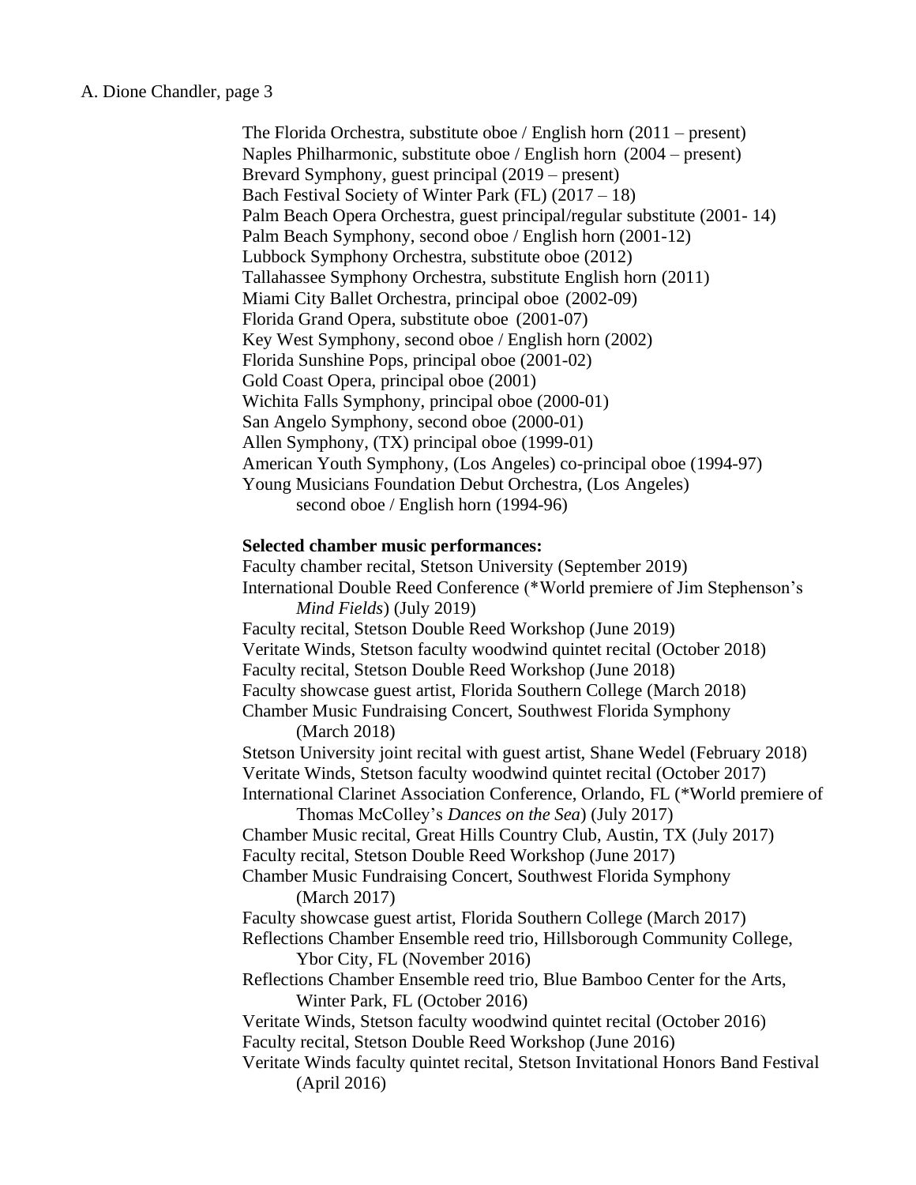The Florida Orchestra, substitute oboe / English horn (2011 – present)
Naples Philharmonic, substitute oboe / English horn (2004 – present)
Brevard Symphony, guest principal (2019 – present)
Bach Festival Society of Winter Park (FL) (2017 – 18)
Palm Beach Opera Orchestra, guest principal/regular substitute (2001- 14)
Palm Beach Symphony, second oboe / English horn (2001-12)
Lubbock Symphony Orchestra, substitute oboe (2012)
Tallahassee Symphony Orchestra, substitute English horn (2011)
Miami City Ballet Orchestra, principal oboe (2002-09)
Florida Grand Opera, substitute oboe (2001-07)
Key West Symphony, second oboe / English horn (2002)
Florida Sunshine Pops, principal oboe (2001-02)
Gold Coast Opera, principal oboe (2001)
Wichita Falls Symphony, principal oboe (2000-01)
San Angelo Symphony, second oboe (2000-01)
Allen Symphony, (TX) principal oboe (1999-01)
American Youth Symphony, (Los Angeles) co-principal oboe (1994-97)
Young Musicians Foundation Debut Orchestra, (Los Angeles) second oboe / English horn (1994-96)

**Selected chamber music performances:**

Faculty chamber recital, Stetson University (September 2019)
International Double Reed Conference (*World premiere of Jim Stephenson's *Mind Fields*) (July 2019)
Faculty recital, Stetson Double Reed Workshop (June 2019)
Veritate Winds, Stetson faculty woodwind quintet recital (October 2018)
Faculty recital, Stetson Double Reed Workshop (June 2018)
Faculty showcase guest artist, Florida Southern College (March 2018)
Chamber Music Fundraising Concert, Southwest Florida Symphony (March 2018)
Stetson University joint recital with guest artist, Shane Wedel (February 2018)
Veritate Winds, Stetson faculty woodwind quintet recital (October 2017)
International Clarinet Association Conference, Orlando, FL (*World premiere of Thomas McColley's *Dances on the Sea*) (July 2017)
Chamber Music recital, Great Hills Country Club, Austin, TX (July 2017)
Faculty recital, Stetson Double Reed Workshop (June 2017)
Chamber Music Fundraising Concert, Southwest Florida Symphony (March 2017)
Faculty showcase guest artist, Florida Southern College (March 2017)
Reflections Chamber Ensemble reed trio, Hillsborough Community College, Ybor City, FL (November 2016)
Reflections Chamber Ensemble reed trio, Blue Bamboo Center for the Arts, Winter Park, FL (October 2016)
Veritate Winds, Stetson faculty woodwind quintet recital (October 2016)
Faculty recital, Stetson Double Reed Workshop (June 2016)
Veritate Winds faculty quintet recital, Stetson Invitational Honors Band Festival (April 2016)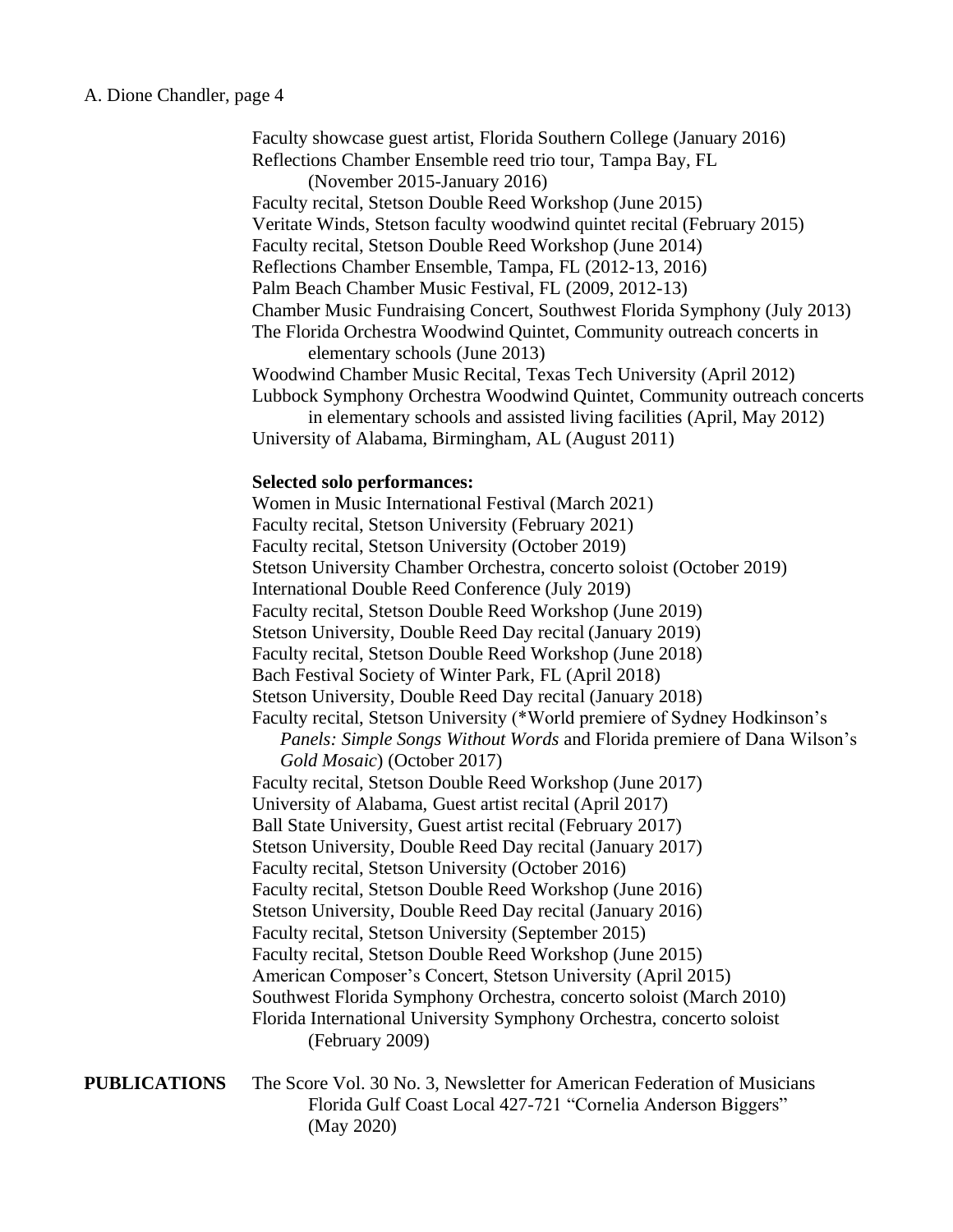Faculty showcase guest artist, Florida Southern College (January 2016)
Reflections Chamber Ensemble reed trio tour, Tampa Bay, FL (November 2015-January 2016)
Faculty recital, Stetson Double Reed Workshop (June 2015)
Veritate Winds, Stetson faculty woodwind quintet recital (February 2015)
Faculty recital, Stetson Double Reed Workshop (June 2014)
Reflections Chamber Ensemble, Tampa, FL (2012-13, 2016)
Palm Beach Chamber Music Festival, FL (2009, 2012-13)
Chamber Music Fundraising Concert, Southwest Florida Symphony (July 2013)
The Florida Orchestra Woodwind Quintet, Community outreach concerts in elementary schools (June 2013)
Woodwind Chamber Music Recital, Texas Tech University (April 2012)
Lubbock Symphony Orchestra Woodwind Quintet, Community outreach concerts in elementary schools and assisted living facilities (April, May 2012)
University of Alabama, Birmingham, AL (August 2011)

**Selected solo performances:**

Women in Music International Festival (March 2021)
Faculty recital, Stetson University (February 2021)
Faculty recital, Stetson University (October 2019)
Stetson University Chamber Orchestra, concerto soloist (October 2019)
International Double Reed Conference (July 2019)
Faculty recital, Stetson Double Reed Workshop (June 2019)
Stetson University, Double Reed Day recital (January 2019)
Faculty recital, Stetson Double Reed Workshop (June 2018)
Bach Festival Society of Winter Park, FL (April 2018)
Stetson University, Double Reed Day recital (January 2018)
Faculty recital, Stetson University (*World premiere of Sydney Hodkinson's *Panels: Simple Songs Without Words* and Florida premiere of Dana Wilson's *Gold Mosaic*) (October 2017)
Faculty recital, Stetson Double Reed Workshop (June 2017)
University of Alabama, Guest artist recital (April 2017)
Ball State University, Guest artist recital (February 2017)
Stetson University, Double Reed Day recital (January 2017)
Faculty recital, Stetson University (October 2016)
Faculty recital, Stetson Double Reed Workshop (June 2016)
Stetson University, Double Reed Day recital (January 2016)
Faculty recital, Stetson University (September 2015)
Faculty recital, Stetson Double Reed Workshop (June 2015)
American Composer's Concert, Stetson University (April 2015)
Southwest Florida Symphony Orchestra, concerto soloist (March 2010)
Florida International University Symphony Orchestra, concerto soloist (February 2009)

**PUBLICATIONS**

The Score Vol. 30 No. 3, Newsletter for American Federation of Musicians Florida Gulf Coast Local 427-721 "Cornelia Anderson Biggers" (May 2020)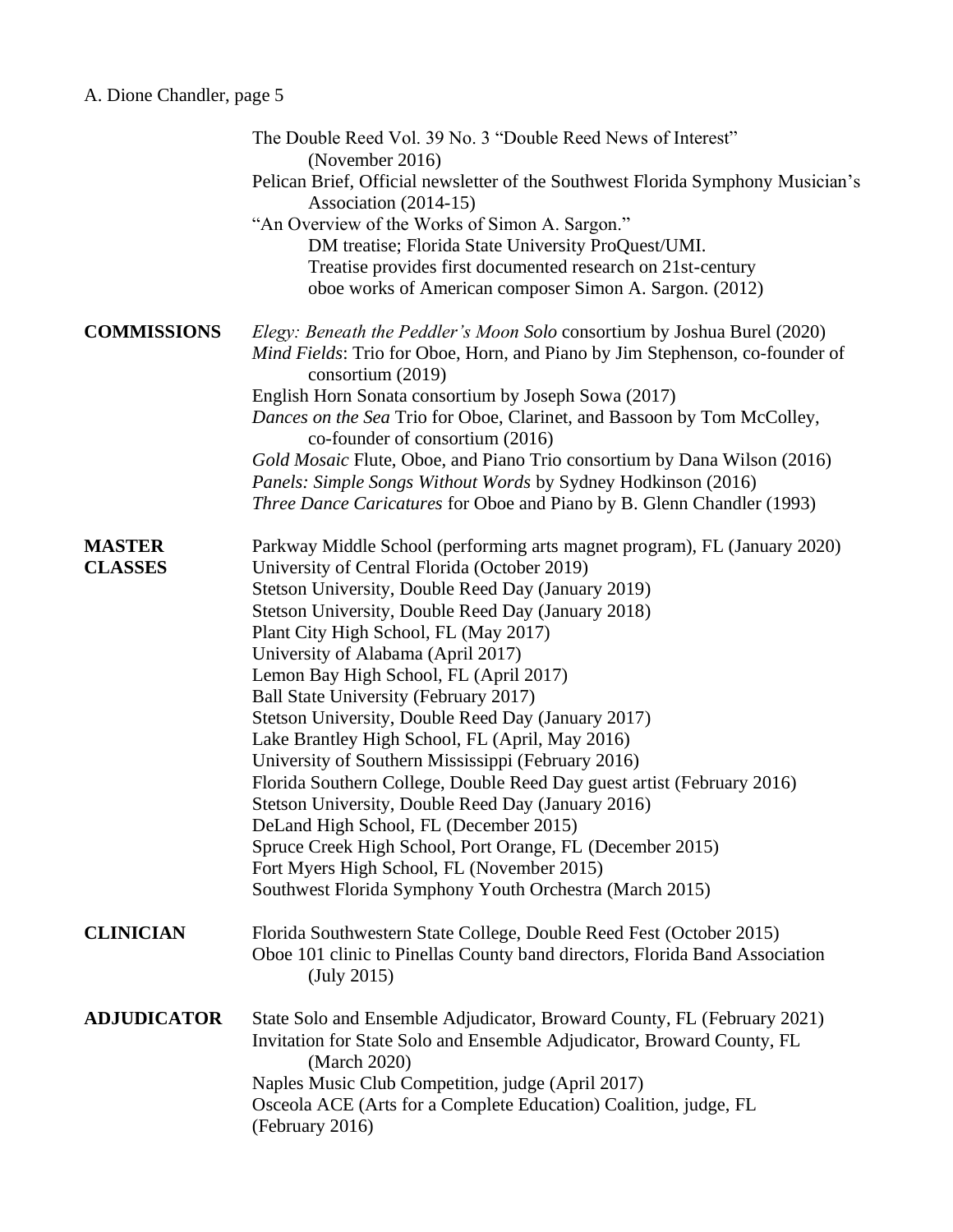The Double Reed Vol. 39 No. 3 "Double Reed News of Interest" (November 2016)

Pelican Brief, Official newsletter of the Southwest Florida Symphony Musician's Association (2014-15)

"An Overview of the Works of Simon A. Sargon."
DM treatise; Florida State University ProQuest/UMI.
Treatise provides first documented research on 21st-century oboe works of American composer Simon A. Sargon. (2012)

**COMMISSIONS**

*Elegy: Beneath the Peddler's Moon Solo* consortium by Joshua Burel (2020)

*Mind Fields*: Trio for Oboe, Horn, and Piano by Jim Stephenson, co-founder of consortium (2019)

English Horn Sonata consortium by Joseph Sowa (2017)

*Dances on the Sea* Trio for Oboe, Clarinet, and Bassoon by Tom McColley, co-founder of consortium (2016)

*Gold Mosaic* Flute, Oboe, and Piano Trio consortium by Dana Wilson (2016)

*Panels: Simple Songs Without Words* by Sydney Hodkinson (2016)

*Three Dance Caricatures* for Oboe and Piano by B. Glenn Chandler (1993)

**MASTER CLASSES**

Parkway Middle School (performing arts magnet program), FL (January 2020)
University of Central Florida (October 2019)
Stetson University, Double Reed Day (January 2019)
Stetson University, Double Reed Day (January 2018)
Plant City High School, FL (May 2017)
University of Alabama (April 2017)
Lemon Bay High School, FL (April 2017)
Ball State University (February 2017)
Stetson University, Double Reed Day (January 2017)
Lake Brantley High School, FL (April, May 2016)
University of Southern Mississippi (February 2016)
Florida Southern College, Double Reed Day guest artist (February 2016)
Stetson University, Double Reed Day (January 2016)
DeLand High School, FL (December 2015)
Spruce Creek High School, Port Orange, FL (December 2015)
Fort Myers High School, FL (November 2015)
Southwest Florida Symphony Youth Orchestra (March 2015)

**CLINICIAN**

Florida Southwestern State College, Double Reed Fest (October 2015)

Oboe 101 clinic to Pinellas County band directors, Florida Band Association (July 2015)

**ADJUDICATOR**

State Solo and Ensemble Adjudicator, Broward County, FL (February 2021)

Invitation for State Solo and Ensemble Adjudicator, Broward County, FL (March 2020)

Naples Music Club Competition, judge (April 2017)

Osceola ACE (Arts for a Complete Education) Coalition, judge, FL (February 2016)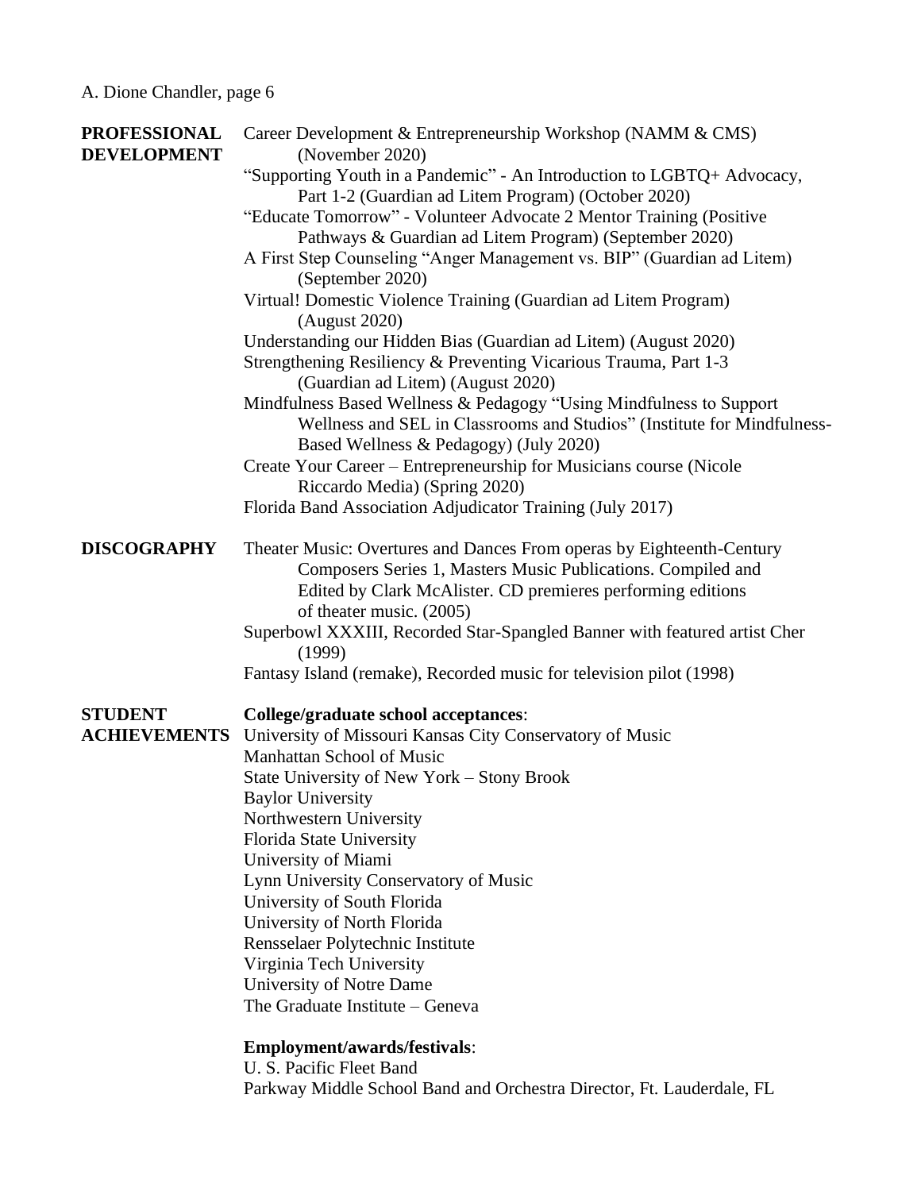## PROFESSIONAL DEVELOPMENT

- Career Development & Entrepreneurship Workshop (NAMM & CMS) (November 2020)
- "Supporting Youth in a Pandemic" - An Introduction to LGBTQ+ Advocacy, Part 1-2 (Guardian ad Litem Program) (October 2020)
- "Educate Tomorrow" - Volunteer Advocate 2 Mentor Training (Positive Pathways & Guardian ad Litem Program) (September 2020)
- A First Step Counseling "Anger Management vs. BIP" (Guardian ad Litem) (September 2020)
- Virtual! Domestic Violence Training (Guardian ad Litem Program) (August 2020)
- Understanding our Hidden Bias (Guardian ad Litem) (August 2020)
- Strengthening Resiliency & Preventing Vicarious Trauma, Part 1-3 (Guardian ad Litem) (August 2020)
- Mindfulness Based Wellness & Pedagogy "Using Mindfulness to Support Wellness and SEL in Classrooms and Studios" (Institute for Mindfulness-Based Wellness & Pedagogy) (July 2020)
- Create Your Career – Entrepreneurship for Musicians course (Nicole Riccardo Media) (Spring 2020)
- Florida Band Association Adjudicator Training (July 2017)

## DISCOGRAPHY

- Theater Music: Overtures and Dances From operas by Eighteenth-Century Composers Series 1, Masters Music Publications. Compiled and Edited by Clark McAlister. CD premieres performing editions of theater music. (2005)
- Superbowl XXXIII, Recorded Star-Spangled Banner with featured artist Cher (1999)
- Fantasy Island (remake), Recorded music for television pilot (1998)

## STUDENT ACHIEVEMENTS

**College/graduate school acceptances**:

- University of Missouri Kansas City Conservatory of Music
- Manhattan School of Music
- State University of New York – Stony Brook
- Baylor University
- Northwestern University
- Florida State University
- University of Miami
- Lynn University Conservatory of Music
- University of South Florida
- University of North Florida
- Rensselaer Polytechnic Institute
- Virginia Tech University
- University of Notre Dame
- The Graduate Institute – Geneva

**Employment/awards/festivals**:

- U. S. Pacific Fleet Band
- Parkway Middle School Band and Orchestra Director, Ft. Lauderdale, FL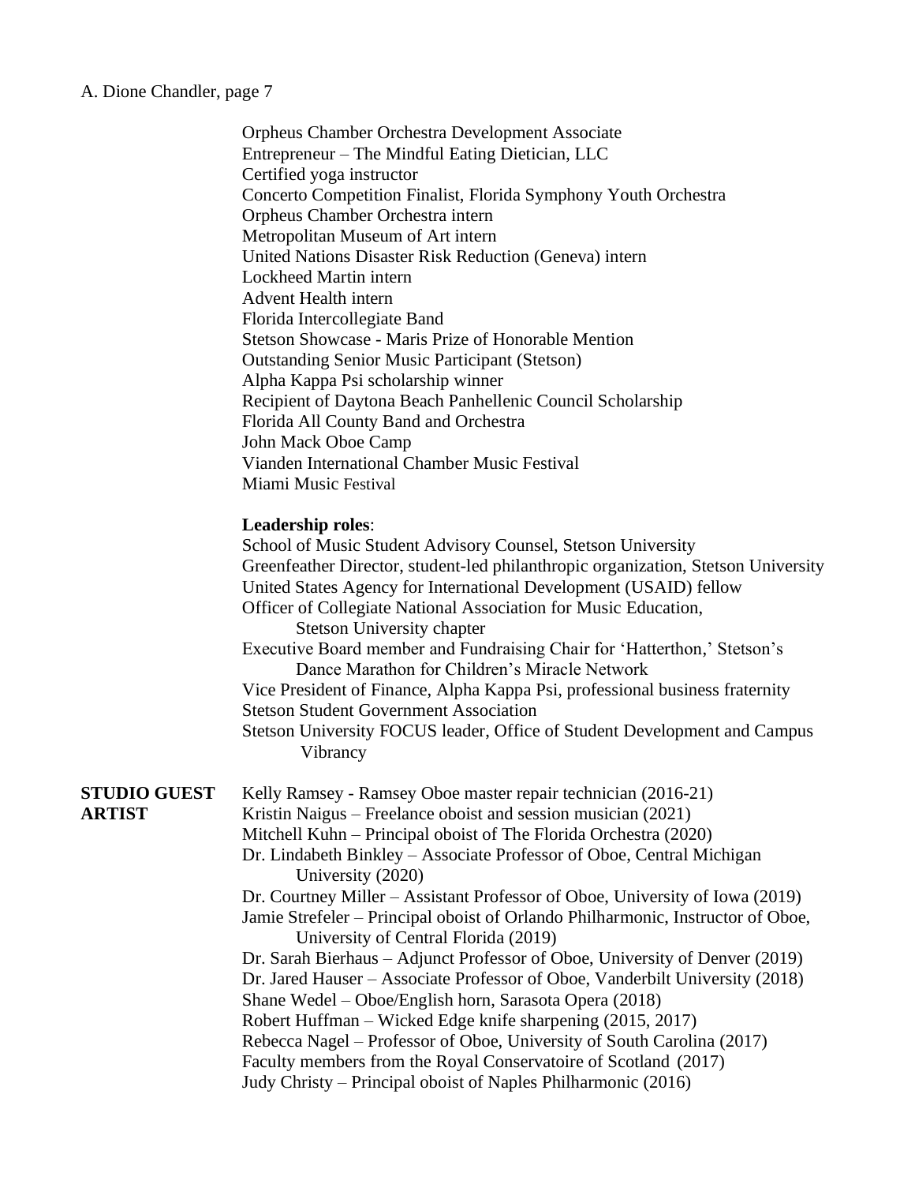Orpheus Chamber Orchestra Development Associate
Entrepreneur – The Mindful Eating Dietician, LLC
Certified yoga instructor
Concerto Competition Finalist, Florida Symphony Youth Orchestra
Orpheus Chamber Orchestra intern
Metropolitan Museum of Art intern
United Nations Disaster Risk Reduction (Geneva) intern
Lockheed Martin intern
Advent Health intern
Florida Intercollegiate Band
Stetson Showcase - Maris Prize of Honorable Mention
Outstanding Senior Music Participant (Stetson)
Alpha Kappa Psi scholarship winner
Recipient of Daytona Beach Panhellenic Council Scholarship
Florida All County Band and Orchestra
John Mack Oboe Camp
Vianden International Chamber Music Festival
Miami Music Festival

**Leadership roles**:

School of Music Student Advisory Counsel, Stetson University
Greenfeather Director, student-led philanthropic organization, Stetson University
United States Agency for International Development (USAID) fellow
Officer of Collegiate National Association for Music Education, Stetson University chapter
Executive Board member and Fundraising Chair for 'Hatterthon,' Stetson's Dance Marathon for Children's Miracle Network
Vice President of Finance, Alpha Kappa Psi, professional business fraternity
Stetson Student Government Association
Stetson University FOCUS leader, Office of Student Development and Campus Vibrancy

**STUDIO GUEST ARTIST**

Kelly Ramsey - Ramsey Oboe master repair technician (2016-21)
Kristin Naigus – Freelance oboist and session musician (2021)
Mitchell Kuhn – Principal oboist of The Florida Orchestra (2020)
Dr. Lindabeth Binkley – Associate Professor of Oboe, Central Michigan University (2020)
Dr. Courtney Miller – Assistant Professor of Oboe, University of Iowa (2019)
Jamie Strefeler – Principal oboist of Orlando Philharmonic, Instructor of Oboe, University of Central Florida (2019)
Dr. Sarah Bierhaus – Adjunct Professor of Oboe, University of Denver (2019)
Dr. Jared Hauser – Associate Professor of Oboe, Vanderbilt University (2018)
Shane Wedel – Oboe/English horn, Sarasota Opera (2018)
Robert Huffman – Wicked Edge knife sharpening (2015, 2017)
Rebecca Nagel – Professor of Oboe, University of South Carolina (2017)
Faculty members from the Royal Conservatoire of Scotland (2017)
Judy Christy – Principal oboist of Naples Philharmonic (2016)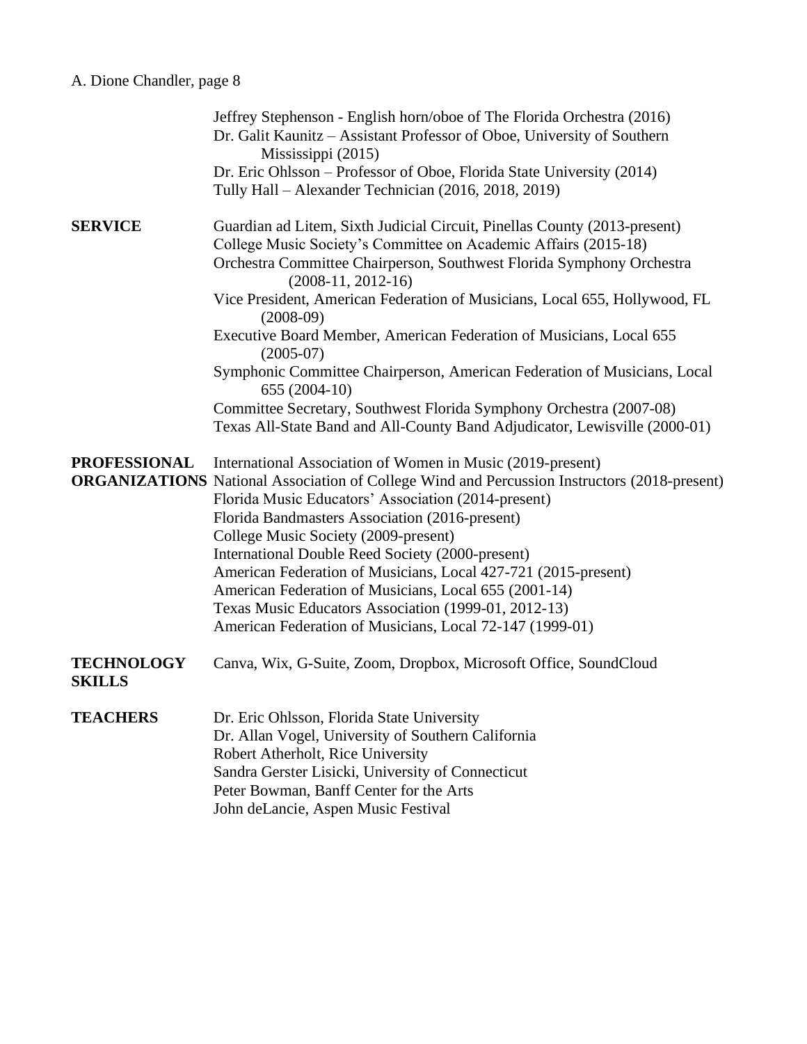Jeffrey Stephenson - English horn/oboe of The Florida Orchestra (2016)
Dr. Galit Kaunitz – Assistant Professor of Oboe, University of Southern Mississippi (2015)
Dr. Eric Ohlsson – Professor of Oboe, Florida State University (2014)
Tully Hall – Alexander Technician (2016, 2018, 2019)

**SERVICE**

Guardian ad Litem, Sixth Judicial Circuit, Pinellas County (2013-present)
College Music Society's Committee on Academic Affairs (2015-18)
Orchestra Committee Chairperson, Southwest Florida Symphony Orchestra (2008-11, 2012-16)
Vice President, American Federation of Musicians, Local 655, Hollywood, FL (2008-09)
Executive Board Member, American Federation of Musicians, Local 655 (2005-07)
Symphonic Committee Chairperson, American Federation of Musicians, Local 655 (2004-10)
Committee Secretary, Southwest Florida Symphony Orchestra (2007-08)
Texas All-State Band and All-County Band Adjudicator, Lewisville (2000-01)

**PROFESSIONAL ORGANIZATIONS**

International Association of Women in Music (2019-present)
National Association of College Wind and Percussion Instructors (2018-present)
Florida Music Educators' Association (2014-present)
Florida Bandmasters Association (2016-present)
College Music Society (2009-present)
International Double Reed Society (2000-present)
American Federation of Musicians, Local 427-721 (2015-present)
American Federation of Musicians, Local 655 (2001-14)
Texas Music Educators Association (1999-01, 2012-13)
American Federation of Musicians, Local 72-147 (1999-01)

**TECHNOLOGY SKILLS**

Canva, Wix, G-Suite, Zoom, Dropbox, Microsoft Office, SoundCloud

**TEACHERS**

Dr. Eric Ohlsson, Florida State University
Dr. Allan Vogel, University of Southern California
Robert Atherholt, Rice University
Sandra Gerster Lisicki, University of Connecticut
Peter Bowman, Banff Center for the Arts
John deLancie, Aspen Music Festival